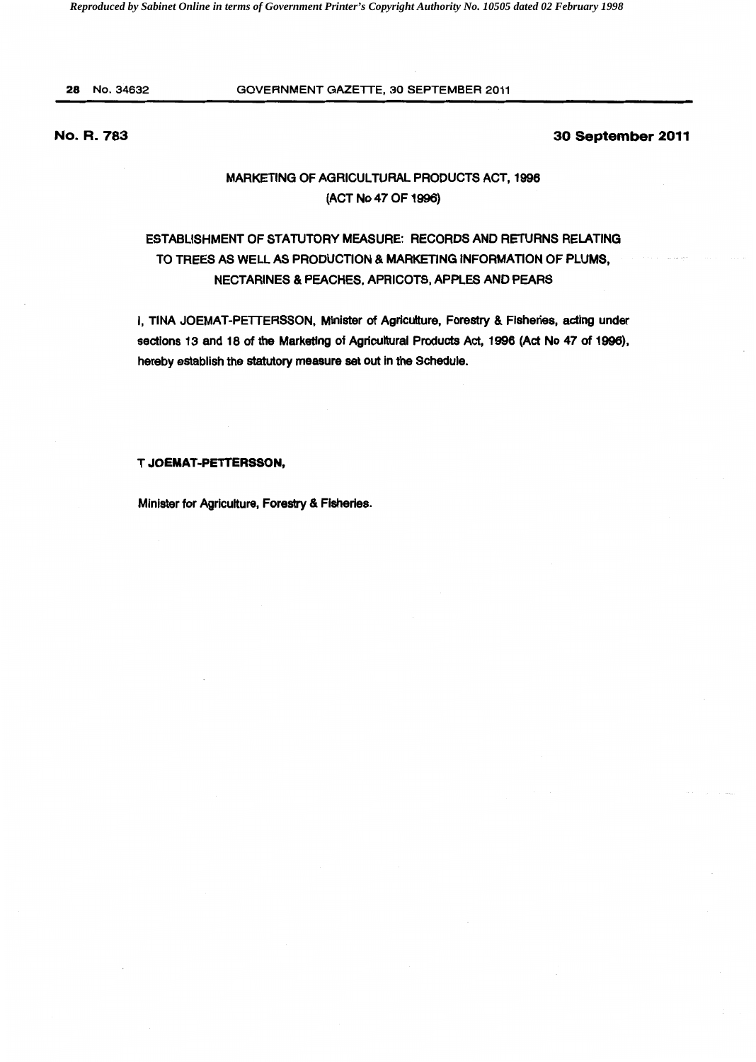**No. R. 783** **30 September 2011**

## MARKETING OF AGRICULTURAL PRODUCTS ACT, 1996
## (ACT No 47 OF 1996)

### ESTABLISHMENT OF STATUTORY MEASURE: RECORDS AND RETURNS RELATING TO TREES AS WELL AS PRODUCTION & MARKETING INFORMATION OF PLUMS, NECTARINES & PEACHES, APRICOTS, APPLES AND PEARS

I, TINA JOEMAT-PETTERSSON, Minister of Agriculture, Forestry & Fisheries, acting under sections 13 and 18 of the Marketing of Agricultural Products Act, 1996 (Act No 47 of 1996), hereby establish the statutory measure set out in the Schedule.

**T JOEMAT-PETTERSSON,**

Minister for Agriculture, Forestry & Fisheries.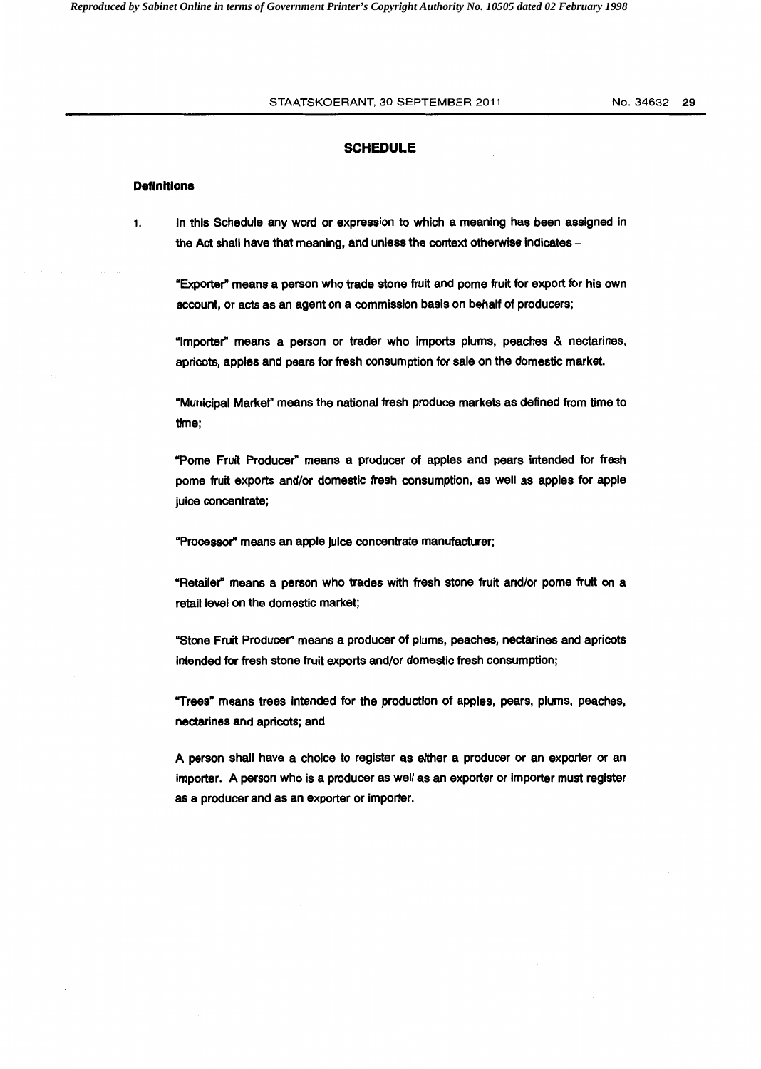## SCHEDULE

### Definitions

1. In this Schedule any word or expression to which a meaning has been assigned in the Act shall have that meaning, and unless the context otherwise indicates –

   "Exporter" means a person who trade stone fruit and pome fruit for export for his own account, or acts as an agent on a commission basis on behalf of producers;

   "Importer" means a person or trader who imports plums, peaches & nectarines, apricots, apples and pears for fresh consumption for sale on the domestic market.

   "Municipal Market" means the national fresh produce markets as defined from time to time;

   "Pome Fruit Producer" means a producer of apples and pears intended for fresh pome fruit exports and/or domestic fresh consumption, as well as apples for apple juice concentrate;

   "Processor" means an apple juice concentrate manufacturer;

   "Retailer" means a person who trades with fresh stone fruit and/or pome fruit on a retail level on the domestic market;

   "Stone Fruit Producer" means a producer of plums, peaches, nectarines and apricots intended for fresh stone fruit exports and/or domestic fresh consumption;

   "Trees" means trees intended for the production of apples, pears, plums, peaches, nectarines and apricots; and

   A person shall have a choice to register as either a producer or an exporter or an importer. A person who is a producer as well as an exporter or importer must register as a producer and as an exporter or importer.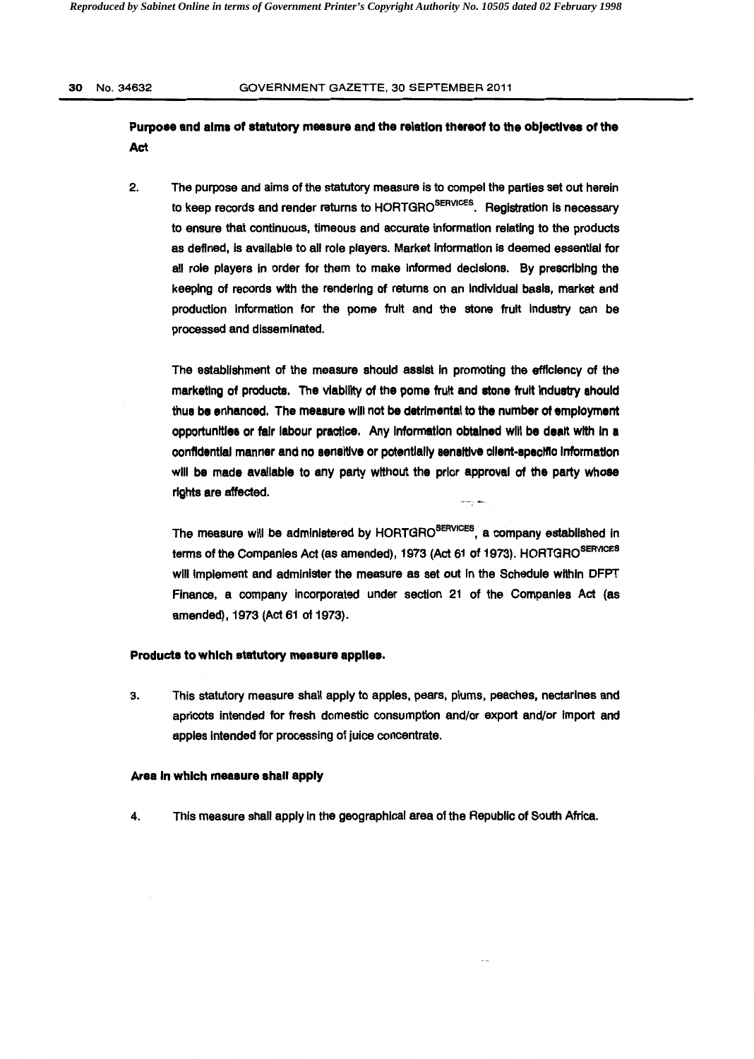**Purpose and aims of statutory measure and the relation thereof to the objectives of the Act**

2. The purpose and aims of the statutory measure is to compel the parties set out herein to keep records and render returns to HORTGRO$^{SERVICES}$. Registration is necessary to ensure that continuous, timeous and accurate information relating to the products as defined, is available to all role players. Market information is deemed essential for all role players in order for them to make informed decisions. By prescribing the keeping of records with the rendering of returns on an individual basis, market and production information for the pome fruit and the stone fruit industry can be processed and disseminated.

The establishment of the measure should assist in promoting the efficiency of the marketing of products. The viability of the pome fruit and stone fruit industry should thus be enhanced. The measure will not be detrimental to the number of employment opportunities or fair labour practice. Any information obtained will be dealt with in a confidential manner and no sensitive or potentially sensitive client-specific information will be made available to any party without the prior approval of the party whose rights are affected.

The measure will be administered by HORTGRO$^{SERVICES}$, a company established in terms of the Companies Act (as amended), 1973 (Act 61 of 1973). HORTGRO$^{SERVICES}$ will implement and administer the measure as set out in the Schedule within DFPT Finance, a company incorporated under section 21 of the Companies Act (as amended), 1973 (Act 61 of 1973).

**Products to which statutory measure applies.**

3. This statutory measure shall apply to apples, pears, plums, peaches, nectarines and apricots intended for fresh domestic consumption and/or export and/or import and apples intended for processing of juice concentrate.

**Area in which measure shall apply**

4. This measure shall apply in the geographical area of the Republic of South Africa.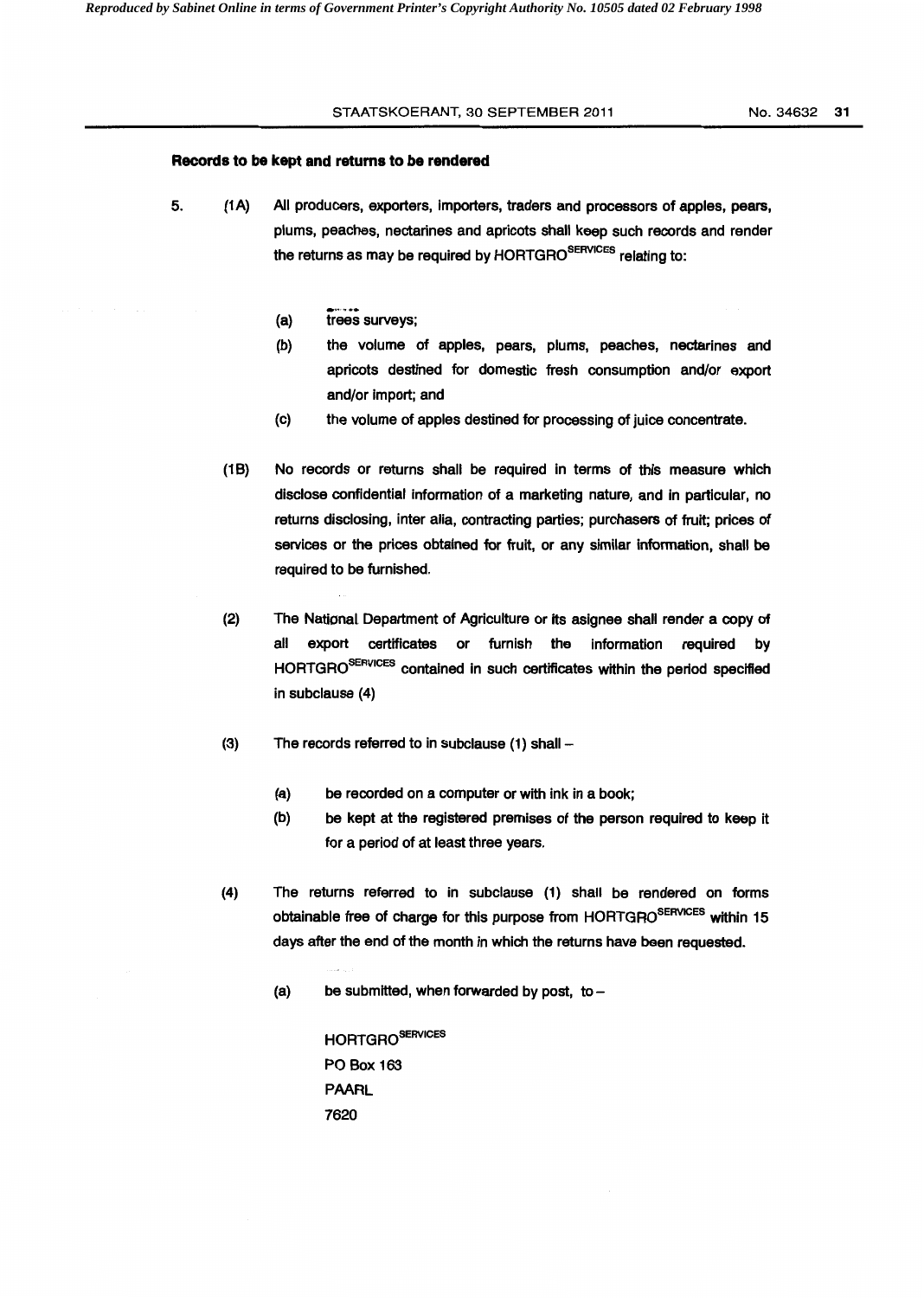**Records to be kept and returns to be rendered**

5. (1A) All producers, exporters, importers, traders and processors of apples, pears, plums, peaches, nectarines and apricots shall keep such records and render the returns as may be required by HORTGRO^SERVICES relating to:

   (a) trees surveys;

   (b) the volume of apples, pears, plums, peaches, nectarines and apricots destined for domestic fresh consumption and/or export and/or import; and

   (c) the volume of apples destined for processing of juice concentrate.

(1B) No records or returns shall be required in terms of this measure which disclose confidential information of a marketing nature, and in particular, no returns disclosing, inter alia, contracting parties; purchasers of fruit; prices of services or the prices obtained for fruit, or any similar information, shall be required to be furnished.

(2) The National Department of Agriculture or its asignee shall render a copy of all export certificates or furnish the information required by HORTGRO^SERVICES contained in such certificates within the period specified in subclause (4)

(3) The records referred to in subclause (1) shall –

   (a) be recorded on a computer or with ink in a book;

   (b) be kept at the registered premises of the person required to keep it for a period of at least three years.

(4) The returns referred to in subclause (1) shall be rendered on forms obtainable free of charge for this purpose from HORTGRO^SERVICES within 15 days after the end of the month in which the returns have been requested.

   (a) be submitted, when forwarded by post, to –

   HORTGRO^SERVICES  
   PO Box 163  
   PAARL  
   7620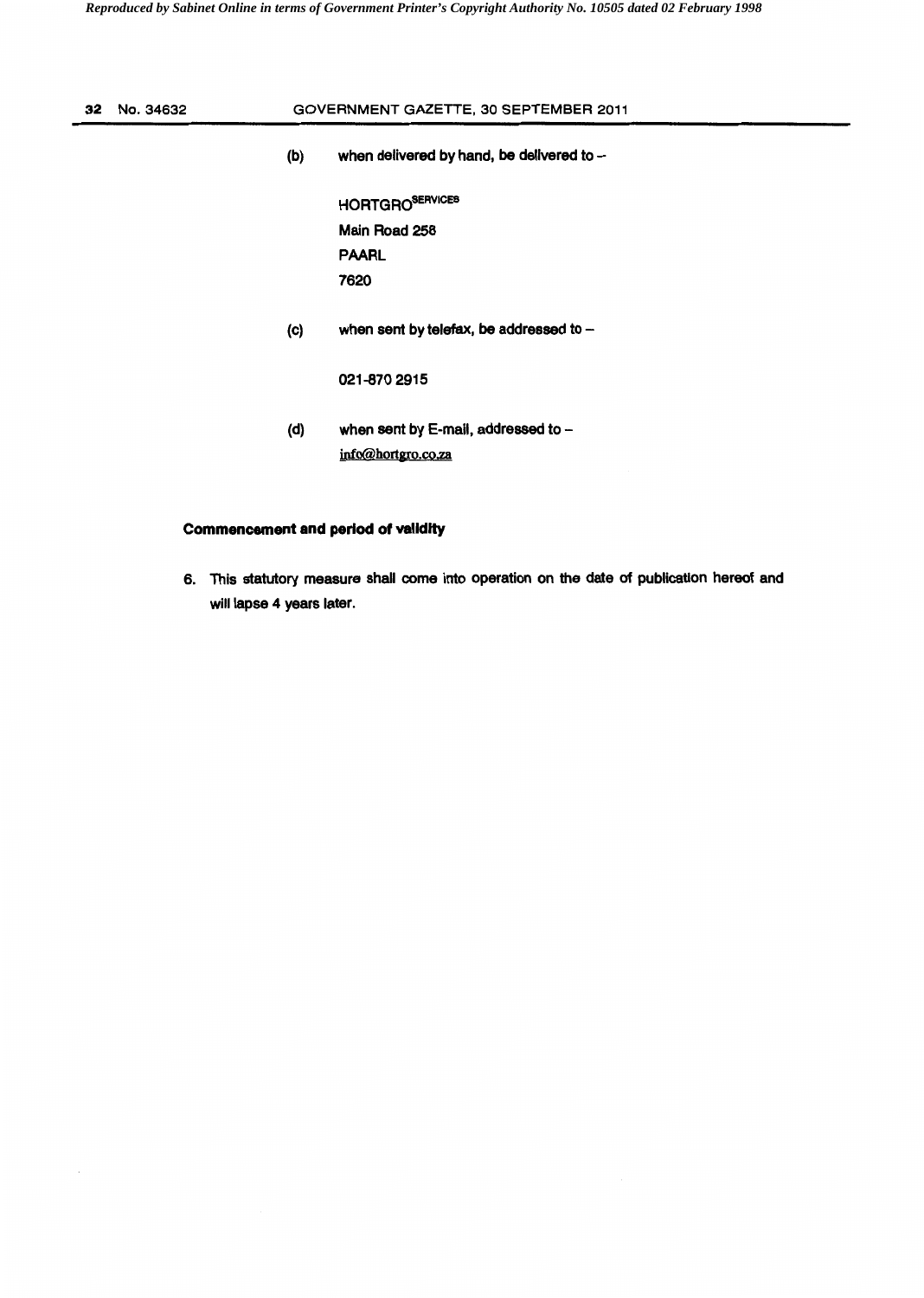(b) when delivered by hand, be delivered to –

HORTGRO[SERVICES]
Main Road 258
PAARL
7620

(c) when sent by telefax, be addressed to –

021-870 2915

(d) when sent by E-mail, addressed to –
info@hortgro.co.za

**Commencement and period of validity**

6. This statutory measure shall come into operation on the date of publication hereof and will lapse 4 years later.